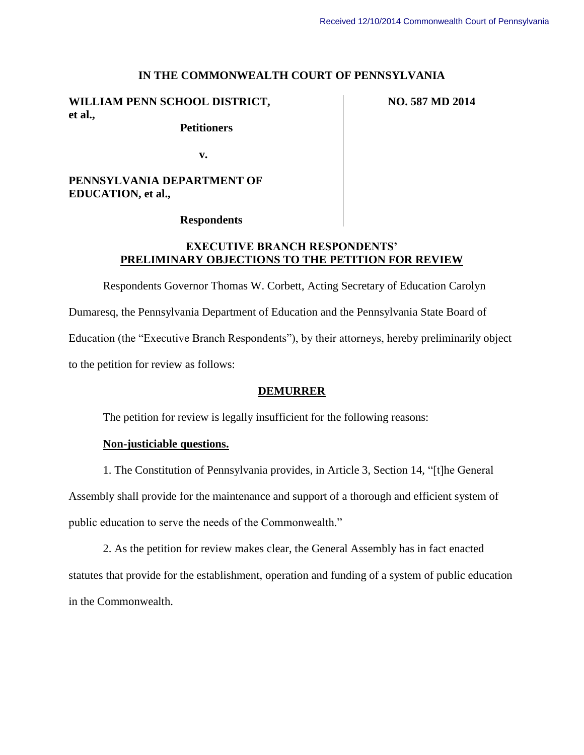Received 12/10/2014 Commonwealth Court of Pennsylvania

**IN THE COMMONWEALTH COURT OF PENNSYLVANIA**

| | |
|---|---|
| **WILLIAM PENN SCHOOL DISTRICT, et al.,**<br>**Petitioners**<br>**v.**<br>**PENNSYLVANIA DEPARTMENT OF EDUCATION, et al.,**<br>**Respondents** | **NO. 587 MD 2014** |

**EXECUTIVE BRANCH RESPONDENTS' PRELIMINARY OBJECTIONS TO THE PETITION FOR REVIEW**

Respondents Governor Thomas W. Corbett, Acting Secretary of Education Carolyn Dumaresq, the Pennsylvania Department of Education and the Pennsylvania State Board of Education (the "Executive Branch Respondents"), by their attorneys, hereby preliminarily object to the petition for review as follows:

**DEMURRER**

The petition for review is legally insufficient for the following reasons:

**Non-justiciable questions.**

1. The Constitution of Pennsylvania provides, in Article 3, Section 14, "[t]he General Assembly shall provide for the maintenance and support of a thorough and efficient system of public education to serve the needs of the Commonwealth."

2. As the petition for review makes clear, the General Assembly has in fact enacted statutes that provide for the establishment, operation and funding of a system of public education in the Commonwealth.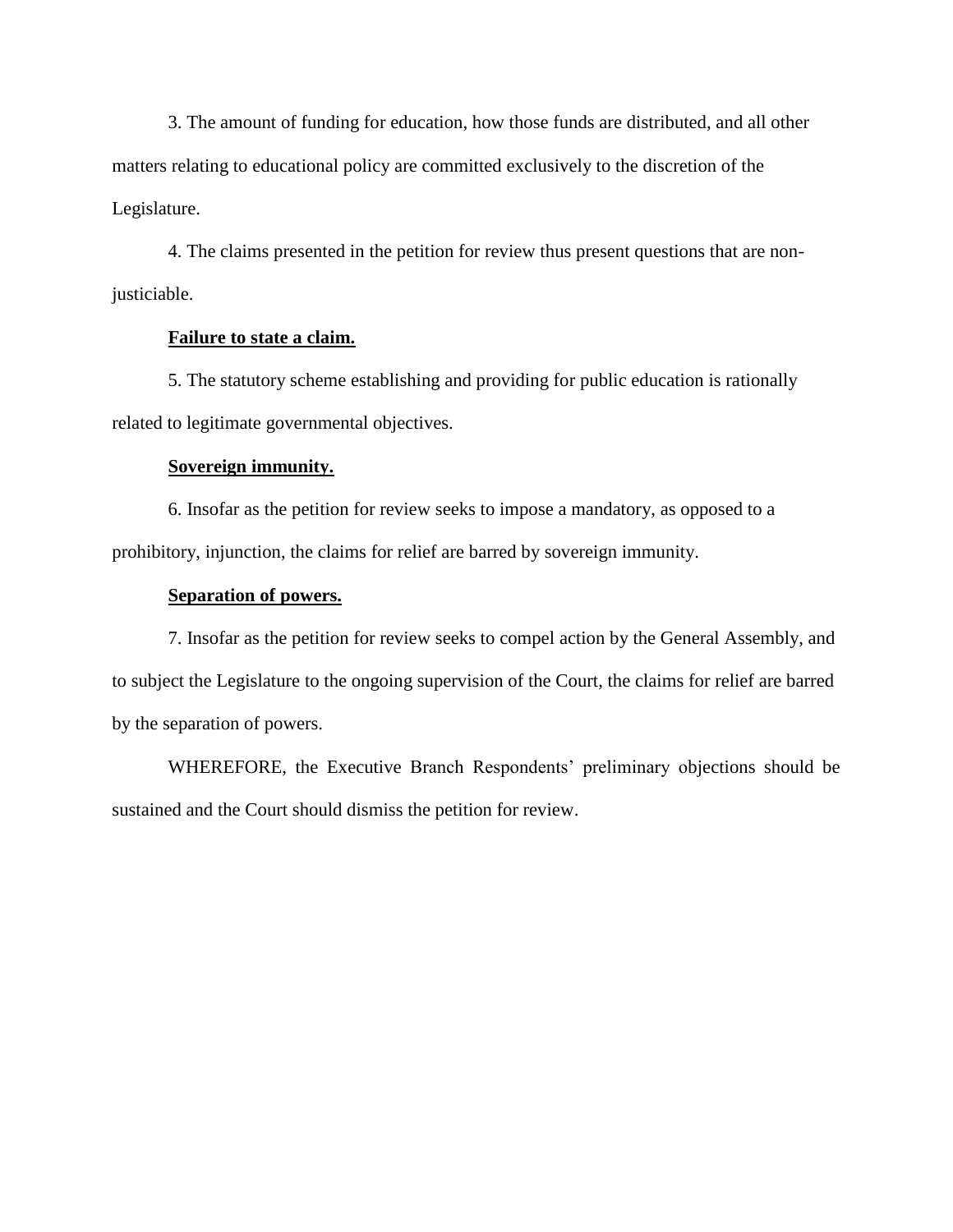3. The amount of funding for education, how those funds are distributed, and all other matters relating to educational policy are committed exclusively to the discretion of the Legislature.

4. The claims presented in the petition for review thus present questions that are non-justiciable.

**Failure to state a claim.**

5. The statutory scheme establishing and providing for public education is rationally related to legitimate governmental objectives.

**Sovereign immunity.**

6. Insofar as the petition for review seeks to impose a mandatory, as opposed to a prohibitory, injunction, the claims for relief are barred by sovereign immunity.

**Separation of powers.**

7. Insofar as the petition for review seeks to compel action by the General Assembly, and to subject the Legislature to the ongoing supervision of the Court, the claims for relief are barred by the separation of powers.

WHEREFORE, the Executive Branch Respondents' preliminary objections should be sustained and the Court should dismiss the petition for review.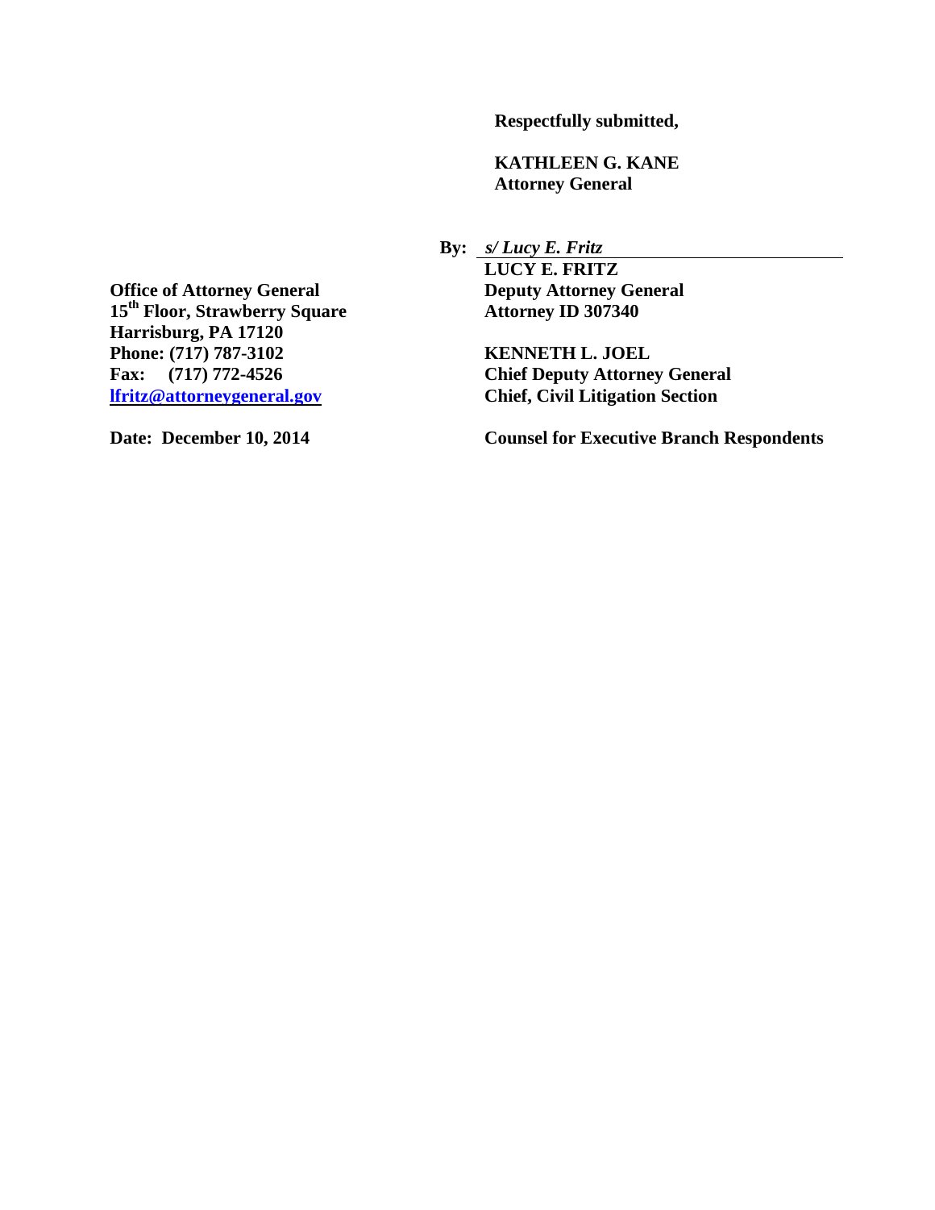**Respectfully submitted,**

**KATHLEEN G. KANE**
**Attorney General**

**By:** *s/ Lucy E. Fritz*
**LUCY E. FRITZ**
**Deputy Attorney General**
**Attorney ID 307340**

**KENNETH L. JOEL**
**Chief Deputy Attorney General**
**Chief, Civil Litigation Section**

**Counsel for Executive Branch Respondents**

**Office of Attorney General**
**15th Floor, Strawberry Square**
**Harrisburg, PA 17120**
**Phone: (717) 787-3102**
**Fax: (717) 772-4526**
**lfritz@attorneygeneral.gov**

**Date: December 10, 2014**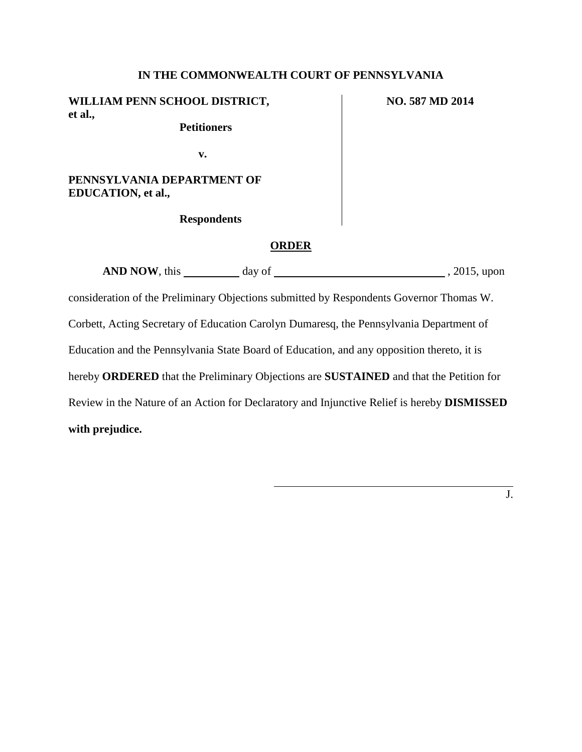**IN THE COMMONWEALTH COURT OF PENNSYLVANIA**

| | |
|---|---|
| **WILLIAM PENN SCHOOL DISTRICT, et al.,** | **NO. 587 MD 2014** |
| **Petitioners** | |
| **v.** | |
| **PENNSYLVANIA DEPARTMENT OF EDUCATION, et al.,** | |
| **Respondents** | |

**ORDER**

**AND NOW**, this ________ day of ____________________________ , 2015, upon consideration of the Preliminary Objections submitted by Respondents Governor Thomas W. Corbett, Acting Secretary of Education Carolyn Dumaresq, the Pennsylvania Department of Education and the Pennsylvania State Board of Education, and any opposition thereto, it is hereby **ORDERED** that the Preliminary Objections are **SUSTAINED** and that the Petition for Review in the Nature of an Action for Declaratory and Injunctive Relief is hereby **DISMISSED with prejudice.**

______________________________________
J.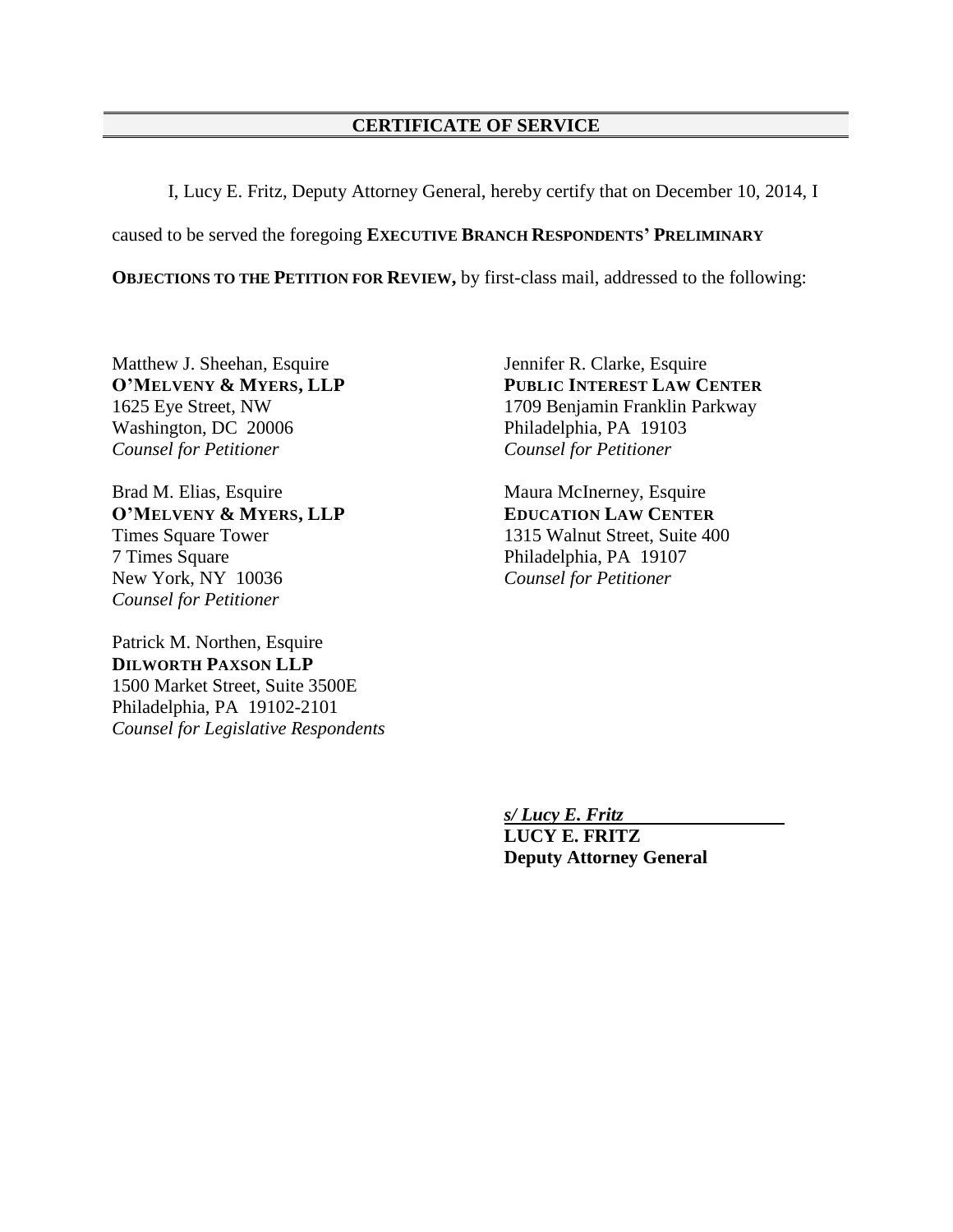## CERTIFICATE OF SERVICE

I, Lucy E. Fritz, Deputy Attorney General, hereby certify that on December 10, 2014, I caused to be served the foregoing **EXECUTIVE BRANCH RESPONDENTS' PRELIMINARY OBJECTIONS TO THE PETITION FOR REVIEW,** by first-class mail, addressed to the following:

Matthew J. Sheehan, Esquire
**O'MELVENY & MYERS, LLP**
1625 Eye Street, NW
Washington, DC 20006
*Counsel for Petitioner*

Brad M. Elias, Esquire
**O'MELVENY & MYERS, LLP**
Times Square Tower
7 Times Square
New York, NY 10036
*Counsel for Petitioner*

Patrick M. Northen, Esquire
**DILWORTH PAXSON LLP**
1500 Market Street, Suite 3500E
Philadelphia, PA 19102-2101
*Counsel for Legislative Respondents*

Jennifer R. Clarke, Esquire
**PUBLIC INTEREST LAW CENTER**
1709 Benjamin Franklin Parkway
Philadelphia, PA 19103
*Counsel for Petitioner*

Maura McInerney, Esquire
**EDUCATION LAW CENTER**
1315 Walnut Street, Suite 400
Philadelphia, PA 19107
*Counsel for Petitioner*

***s/ Lucy E. Fritz***
**LUCY E. FRITZ**
**Deputy Attorney General**